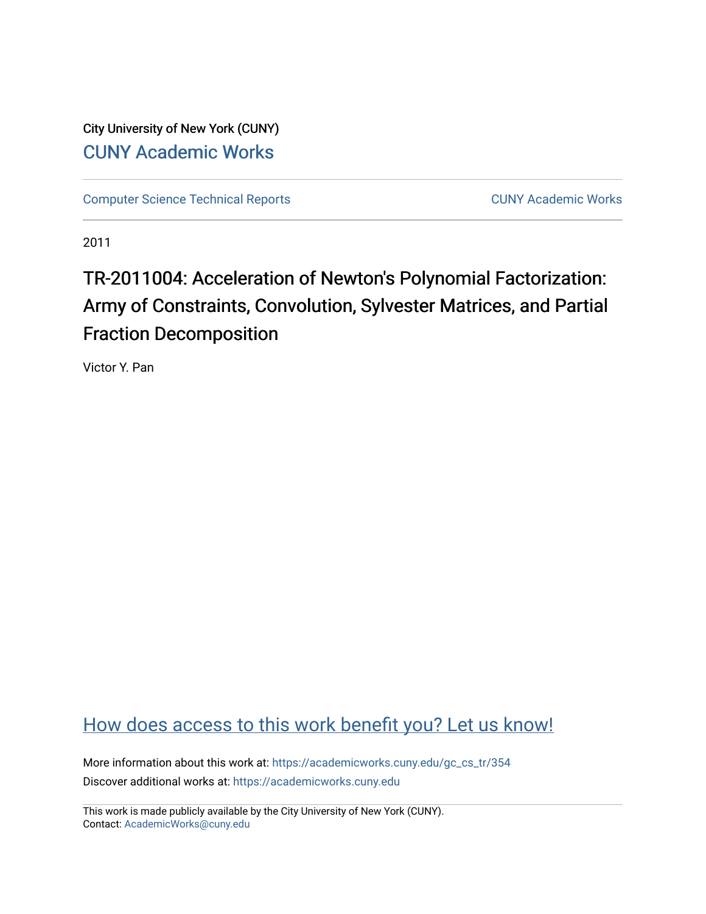City University of New York (CUNY)

CUNY Academic Works

Computer Science Technical Reports

CUNY Academic Works

2011

# TR-2011004: Acceleration of Newton's Polynomial Factorization: Army of Constraints, Convolution, Sylvester Matrices, and Partial Fraction Decomposition

Victor Y. Pan

How does access to this work benefit you? Let us know!

More information about this work at: https://academicworks.cuny.edu/gc_cs_tr/354

Discover additional works at: https://academicworks.cuny.edu

This work is made publicly available by the City University of New York (CUNY).
Contact: AcademicWorks@cuny.edu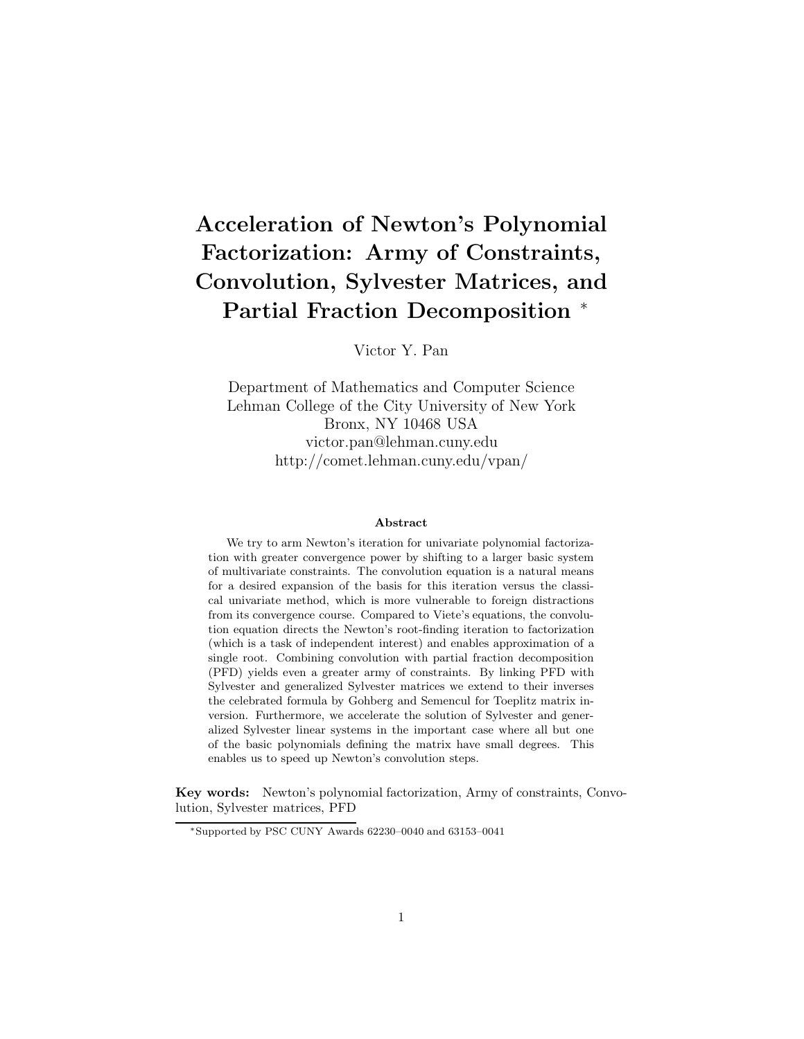# Acceleration of Newton's Polynomial Factorization: Army of Constraints, Convolution, Sylvester Matrices, and Partial Fraction Decomposition *

Victor Y. Pan

Department of Mathematics and Computer Science
Lehman College of the City University of New York
Bronx, NY 10468 USA
victor.pan@lehman.cuny.edu
http://comet.lehman.cuny.edu/vpan/

### Abstract

We try to arm Newton's iteration for univariate polynomial factorization with greater convergence power by shifting to a larger basic system of multivariate constraints. The convolution equation is a natural means for a desired expansion of the basis for this iteration versus the classical univariate method, which is more vulnerable to foreign distractions from its convergence course. Compared to Viete's equations, the convolution equation directs the Newton's root-finding iteration to factorization (which is a task of independent interest) and enables approximation of a single root. Combining convolution with partial fraction decomposition (PFD) yields even a greater army of constraints. By linking PFD with Sylvester and generalized Sylvester matrices we extend to their inverses the celebrated formula by Gohberg and Semencul for Toeplitz matrix inversion. Furthermore, we accelerate the solution of Sylvester and generalized Sylvester linear systems in the important case where all but one of the basic polynomials defining the matrix have small degrees. This enables us to speed up Newton's convolution steps.

**Key words:** Newton's polynomial factorization, Army of constraints, Convolution, Sylvester matrices, PFD

*Supported by PSC CUNY Awards 62230–0040 and 63153–0041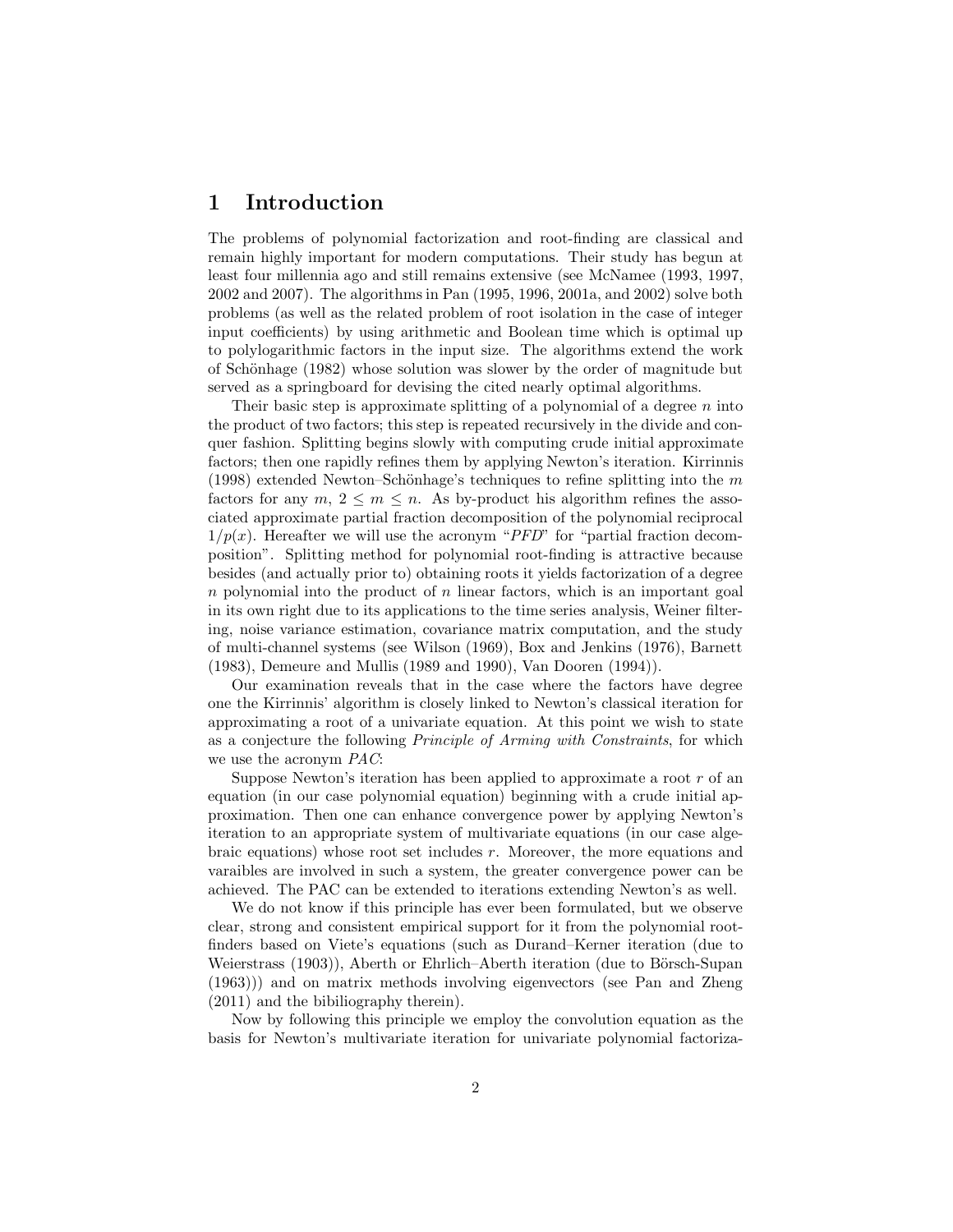# 1 Introduction

The problems of polynomial factorization and root-finding are classical and remain highly important for modern computations. Their study has begun at least four millennia ago and still remains extensive (see McNamee (1993, 1997, 2002 and 2007). The algorithms in Pan (1995, 1996, 2001a, and 2002) solve both problems (as well as the related problem of root isolation in the case of integer input coefficients) by using arithmetic and Boolean time which is optimal up to polylogarithmic factors in the input size. The algorithms extend the work of Schönhage (1982) whose solution was slower by the order of magnitude but served as a springboard for devising the cited nearly optimal algorithms.

Their basic step is approximate splitting of a polynomial of a degree $n$ into the product of two factors; this step is repeated recursively in the divide and conquer fashion. Splitting begins slowly with computing crude initial approximate factors; then one rapidly refines them by applying Newton's iteration. Kirrinnis (1998) extended Newton–Schönhage's techniques to refine splitting into the $m$ factors for any $m$, $2 \leq m \leq n$. As by-product his algorithm refines the associated approximate partial fraction decomposition of the polynomial reciprocal $1/p(x)$. Hereafter we will use the acronym "*PFD*" for "partial fraction decomposition". Splitting method for polynomial root-finding is attractive because besides (and actually prior to) obtaining roots it yields factorization of a degree $n$ polynomial into the product of $n$ linear factors, which is an important goal in its own right due to its applications to the time series analysis, Weiner filtering, noise variance estimation, covariance matrix computation, and the study of multi-channel systems (see Wilson (1969), Box and Jenkins (1976), Barnett (1983), Demeure and Mullis (1989 and 1990), Van Dooren (1994)).

Our examination reveals that in the case where the factors have degree one the Kirrinnis' algorithm is closely linked to Newton's classical iteration for approximating a root of a univariate equation. At this point we wish to state as a conjecture the following *Principle of Arming with Constraints*, for which we use the acronym *PAC*:

Suppose Newton's iteration has been applied to approximate a root $r$ of an equation (in our case polynomial equation) beginning with a crude initial approximation. Then one can enhance convergence power by applying Newton's iteration to an appropriate system of multivariate equations (in our case algebraic equations) whose root set includes $r$. Moreover, the more equations and varaibles are involved in such a system, the greater convergence power can be achieved. The PAC can be extended to iterations extending Newton's as well.

We do not know if this principle has ever been formulated, but we observe clear, strong and consistent empirical support for it from the polynomial root-finders based on Viete's equations (such as Durand–Kerner iteration (due to Weierstrass (1903)), Aberth or Ehrlich–Aberth iteration (due to Börsch-Supan (1963))) and on matrix methods involving eigenvectors (see Pan and Zheng (2011) and the bibiliography therein).

Now by following this principle we employ the convolution equation as the basis for Newton's multivariate iteration for univariate polynomial factoriza-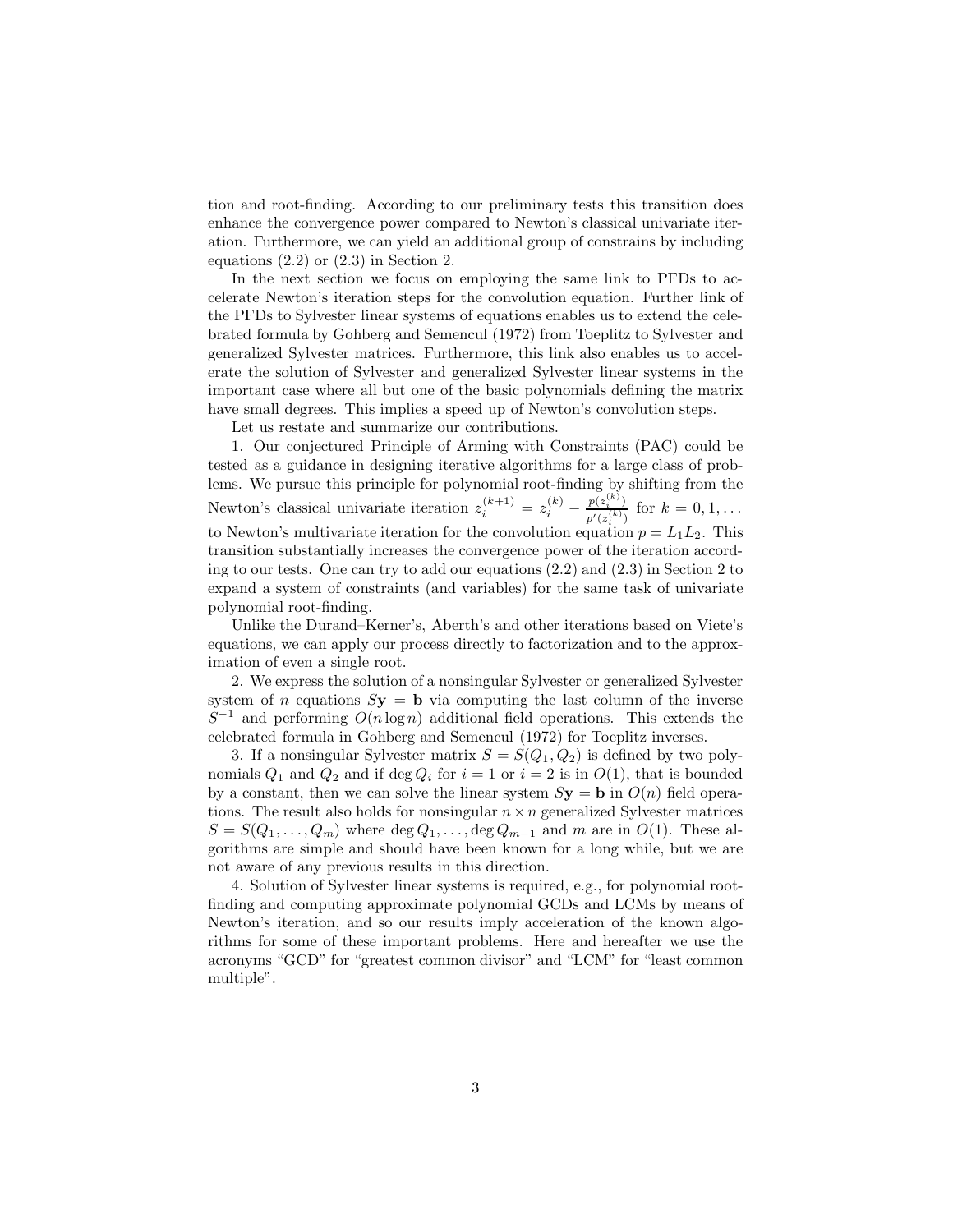tion and root-finding. According to our preliminary tests this transition does enhance the convergence power compared to Newton's classical univariate iteration. Furthermore, we can yield an additional group of constrains by including equations (2.2) or (2.3) in Section 2.

In the next section we focus on employing the same link to PFDs to accelerate Newton's iteration steps for the convolution equation. Further link of the PFDs to Sylvester linear systems of equations enables us to extend the celebrated formula by Gohberg and Semencul (1972) from Toeplitz to Sylvester and generalized Sylvester matrices. Furthermore, this link also enables us to accelerate the solution of Sylvester and generalized Sylvester linear systems in the important case where all but one of the basic polynomials defining the matrix have small degrees. This implies a speed up of Newton's convolution steps.

Let us restate and summarize our contributions.

1. Our conjectured Principle of Arming with Constraints (PAC) could be tested as a guidance in designing iterative algorithms for a large class of problems. We pursue this principle for polynomial root-finding by shifting from the Newton's classical univariate iteration $z_i^{(k+1)} = z_i^{(k)} - \frac{p(z_i^{(k)})}{p'(z_i^{(k)})}$ for $k = 0, 1, \ldots$ to Newton's multivariate iteration for the convolution equation $p = L_1 L_2$. This transition substantially increases the convergence power of the iteration according to our tests. One can try to add our equations (2.2) and (2.3) in Section 2 to expand a system of constraints (and variables) for the same task of univariate polynomial root-finding.

Unlike the Durand–Kerner's, Aberth's and other iterations based on Viete's equations, we can apply our process directly to factorization and to the approximation of even a single root.

2. We express the solution of a nonsingular Sylvester or generalized Sylvester system of $n$ equations $S\mathbf{y} = \mathbf{b}$ via computing the last column of the inverse $S^{-1}$ and performing $O(n \log n)$ additional field operations. This extends the celebrated formula in Gohberg and Semencul (1972) for Toeplitz inverses.

3. If a nonsingular Sylvester matrix $S = S(Q_1, Q_2)$ is defined by two polynomials $Q_1$ and $Q_2$ and if $\deg Q_i$ for $i = 1$ or $i = 2$ is in $O(1)$, that is bounded by a constant, then we can solve the linear system $S\mathbf{y} = \mathbf{b}$ in $O(n)$ field operations. The result also holds for nonsingular $n \times n$ generalized Sylvester matrices $S = S(Q_1, \ldots, Q_m)$ where $\deg Q_1, \ldots, \deg Q_{m-1}$ and $m$ are in $O(1)$. These algorithms are simple and should have been known for a long while, but we are not aware of any previous results in this direction.

4. Solution of Sylvester linear systems is required, e.g., for polynomial root-finding and computing approximate polynomial GCDs and LCMs by means of Newton's iteration, and so our results imply acceleration of the known algorithms for some of these important problems. Here and hereafter we use the acronyms "GCD" for "greatest common divisor" and "LCM" for "least common multiple".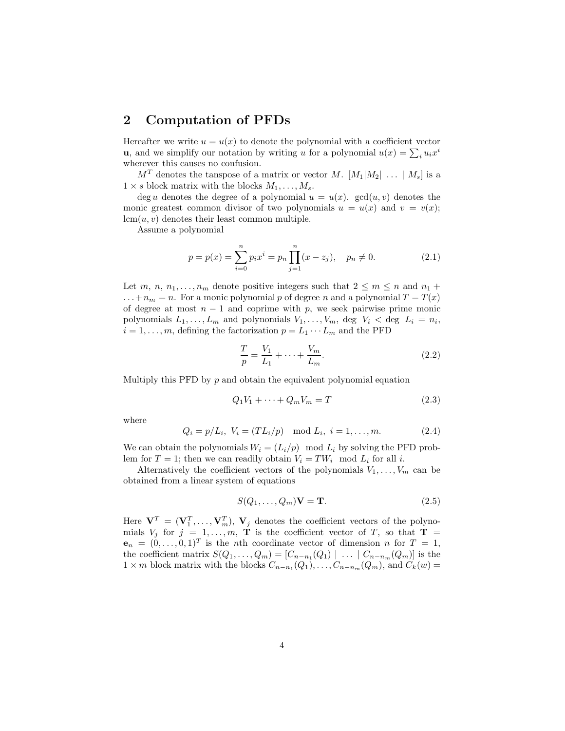## 2 Computation of PFDs

Hereafter we write $u = u(x)$ to denote the polynomial with a coefficient vector $\mathbf{u}$, and we simplify our notation by writing $u$ for a polynomial $u(x) = \sum_i u_i x^i$ wherever this causes no confusion.

$M^T$ denotes the tanspose of a matrix or vector $M$. $[M_1|M_2| \ldots | M_s]$ is a $1 \times s$ block matrix with the blocks $M_1, \ldots, M_s$.

$\deg u$ denotes the degree of a polynomial $u = u(x)$. $\gcd(u, v)$ denotes the monic greatest common divisor of two polynomials $u = u(x)$ and $v = v(x)$; $\text{lcm}(u, v)$ denotes their least common multiple.

Assume a polynomial

$$p = p(x) = \sum_{i=0}^{n} p_i x^i = p_n \prod_{j=1}^{n} (x - z_j), \quad p_n \neq 0. \tag{2.1}$$

Let $m$, $n$, $n_1, \ldots, n_m$ denote positive integers such that $2 \leq m \leq n$ and $n_1 + \ldots + n_m = n$. For a monic polynomial $p$ of degree $n$ and a polynomial $T = T(x)$ of degree at most $n - 1$ and coprime with $p$, we seek pairwise prime monic polynomials $L_1, \ldots, L_m$ and polynomials $V_1, \ldots, V_m$, $\deg\ V_i < \deg\ L_i = n_i$, $i = 1, \ldots, m$, defining the factorization $p = L_1 \cdots L_m$ and the PFD

$$\frac{T}{p} = \frac{V_1}{L_1} + \cdots + \frac{V_m}{L_m}. \tag{2.2}$$

Multiply this PFD by $p$ and obtain the equivalent polynomial equation

$$Q_1 V_1 + \cdots + Q_m V_m = T \tag{2.3}$$

where

$$Q_i = p/L_i, \ V_i = (TL_i/p) \mod L_i, \ i = 1, \ldots, m. \tag{2.4}$$

We can obtain the polynomials $W_i = (L_i/p) \mod L_i$ by solving the PFD problem for $T = 1$; then we can readily obtain $V_i = TW_i \mod L_i$ for all $i$.

Alternatively the coefficient vectors of the polynomials $V_1, \ldots, V_m$ can be obtained from a linear system of equations

$$S(Q_1, \ldots, Q_m)\mathbf{V} = \mathbf{T}. \tag{2.5}$$

Here $\mathbf{V}^T = (\mathbf{V}_1^T, \ldots, \mathbf{V}_m^T)$, $\mathbf{V}_j$ denotes the coefficient vectors of the polynomials $V_j$ for $j = 1, \ldots, m$, $\mathbf{T}$ is the coefficient vector of $T$, so that $\mathbf{T} = \mathbf{e}_n = (0, \ldots, 0, 1)^T$ is the $n$th coordinate vector of dimension $n$ for $T = 1$, the coefficient matrix $S(Q_1, \ldots, Q_m) = [C_{n-n_1}(Q_1) \mid \ldots \mid C_{n-n_m}(Q_m)]$ is the $1 \times m$ block matrix with the blocks $C_{n-n_1}(Q_1), \ldots, C_{n-n_m}(Q_m)$, and $C_k(w) =$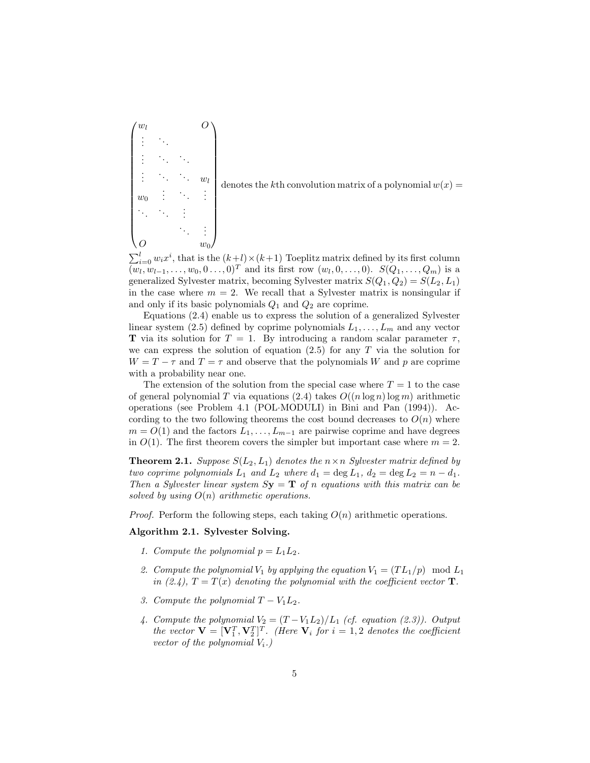$$\begin{pmatrix} w_l & & & O \\ \vdots & \ddots & & \\ \vdots & \ddots & \ddots & \\ \vdots & \ddots & \ddots & w_l \\ w_0 & \vdots & \ddots & \vdots \\ \ddots & \ddots & \vdots & \\ & & \ddots & \vdots \\ O & & & w_0 \end{pmatrix}$$

denotes the $k$th convolution matrix of a polynomial $w(x) = \sum_{i=0}^{l} w_i x^i$, that is the $(k+l)\times(k+1)$ Toeplitz matrix defined by its first column $(w_l, w_{l-1}, \ldots, w_0, 0 \ldots, 0)^T$ and its first row $(w_l, 0, \ldots, 0)$. $S(Q_1, \ldots, Q_m)$ is a generalized Sylvester matrix, becoming Sylvester matrix $S(Q_1, Q_2) = S(L_2, L_1)$ in the case where $m = 2$. We recall that a Sylvester matrix is nonsingular if and only if its basic polynomials $Q_1$ and $Q_2$ are coprime.

Equations (2.4) enable us to express the solution of a generalized Sylvester linear system (2.5) defined by coprime polynomials $L_1, \ldots, L_m$ and any vector $\mathbf{T}$ via its solution for $T = 1$. By introducing a random scalar parameter $\tau$, we can express the solution of equation (2.5) for any $T$ via the solution for $W = T - \tau$ and $T = \tau$ and observe that the polynomials $W$ and $p$ are coprime with a probability near one.

The extension of the solution from the special case where $T = 1$ to the case of general polynomial $T$ via equations (2.4) takes $O((n \log n) \log m)$ arithmetic operations (see Problem 4.1 (POL·MODULI) in Bini and Pan (1994)). According to the two following theorems the cost bound decreases to $O(n)$ where $m = O(1)$ and the factors $L_1, \ldots, L_{m-1}$ are pairwise coprime and have degrees in $O(1)$. The first theorem covers the simpler but important case where $m = 2$.

**Theorem 2.1.** *Suppose $S(L_2, L_1)$ denotes the $n \times n$ Sylvester matrix defined by two coprime polynomials $L_1$ and $L_2$ where $d_1 = \deg L_1$, $d_2 = \deg L_2 = n - d_1$. Then a Sylvester linear system $S\mathbf{y} = \mathbf{T}$ of $n$ equations with this matrix can be solved by using $O(n)$ arithmetic operations.*

*Proof.* Perform the following steps, each taking $O(n)$ arithmetic operations.

**Algorithm 2.1. Sylvester Solving.**

1. *Compute the polynomial $p = L_1 L_2$.*
2. *Compute the polynomial $V_1$ by applying the equation $V_1 = (TL_1/p) \mod L_1$ in (2.4), $T = T(x)$ denoting the polynomial with the coefficient vector $\mathbf{T}$.*
3. *Compute the polynomial $T - V_1 L_2$.*
4. *Compute the polynomial $V_2 = (T - V_1 L_2)/L_1$ (cf. equation (2.3)). Output the vector $\mathbf{V} = [\mathbf{V}_1^T, \mathbf{V}_2^T]^T$. (Here $\mathbf{V}_i$ for $i = 1, 2$ denotes the coefficient vector of the polynomial $V_i$.)*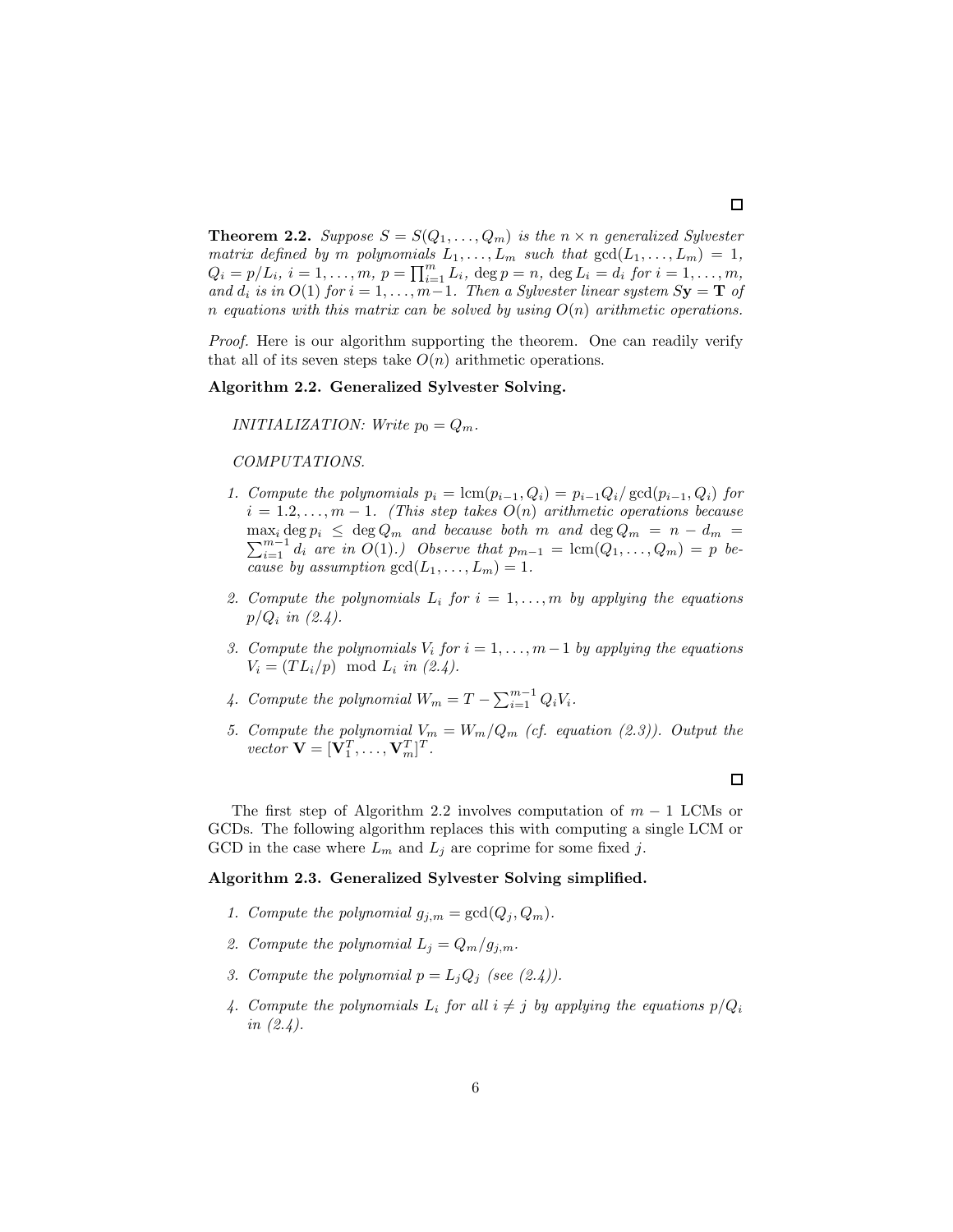□

**Theorem 2.2.** *Suppose $S = S(Q_1, \ldots, Q_m)$ is the $n \times n$ generalized Sylvester matrix defined by $m$ polynomials $L_1, \ldots, L_m$ such that $\gcd(L_1, \ldots, L_m) = 1$, $Q_i = p/L_i$, $i = 1, \ldots, m$, $p = \prod_{i=1}^{m} L_i$, $\deg p = n$, $\deg L_i = d_i$ for $i = 1, \ldots, m$, and $d_i$ is in $O(1)$ for $i = 1, \ldots, m-1$. Then a Sylvester linear system $S\mathbf{y} = \mathbf{T}$ of $n$ equations with this matrix can be solved by using $O(n)$ arithmetic operations.*

*Proof.* Here is our algorithm supporting the theorem. One can readily verify that all of its seven steps take $O(n)$ arithmetic operations.

**Algorithm 2.2. Generalized Sylvester Solving.**

*INITIALIZATION: Write $p_0 = Q_m$.*

*COMPUTATIONS.*

1. *Compute the polynomials $p_i = \mathrm{lcm}(p_{i-1}, Q_i) = p_{i-1}Q_i/\gcd(p_{i-1}, Q_i)$ for $i = 1.2, \ldots, m-1$. (This step takes $O(n)$ arithmetic operations because $\max_i \deg p_i \leq \deg Q_m$ and because both $m$ and $\deg Q_m = n - d_m = \sum_{i=1}^{m-1} d_i$ are in $O(1)$.) Observe that $p_{m-1} = \mathrm{lcm}(Q_1, \ldots, Q_m) = p$ because by assumption $\gcd(L_1, \ldots, L_m) = 1$.*

2. *Compute the polynomials $L_i$ for $i = 1, \ldots, m$ by applying the equations $p/Q_i$ in (2.4).*

3. *Compute the polynomials $V_i$ for $i = 1, \ldots, m-1$ by applying the equations $V_i = (TL_i/p) \mod L_i$ in (2.4).*

4. *Compute the polynomial $W_m = T - \sum_{i=1}^{m-1} Q_i V_i$.*

5. *Compute the polynomial $V_m = W_m/Q_m$ (cf. equation (2.3)). Output the vector $\mathbf{V} = [\mathbf{V}_1^T, \ldots, \mathbf{V}_m^T]^T$.*

□

The first step of Algorithm 2.2 involves computation of $m-1$ LCMs or GCDs. The following algorithm replaces this with computing a single LCM or GCD in the case where $L_m$ and $L_j$ are coprime for some fixed $j$.

**Algorithm 2.3. Generalized Sylvester Solving simplified.**

1. *Compute the polynomial $g_{j,m} = \gcd(Q_j, Q_m)$.*

2. *Compute the polynomial $L_j = Q_m/g_{j,m}$.*

3. *Compute the polynomial $p = L_j Q_j$ (see (2.4)).*

4. *Compute the polynomials $L_i$ for all $i \neq j$ by applying the equations $p/Q_i$ in (2.4).*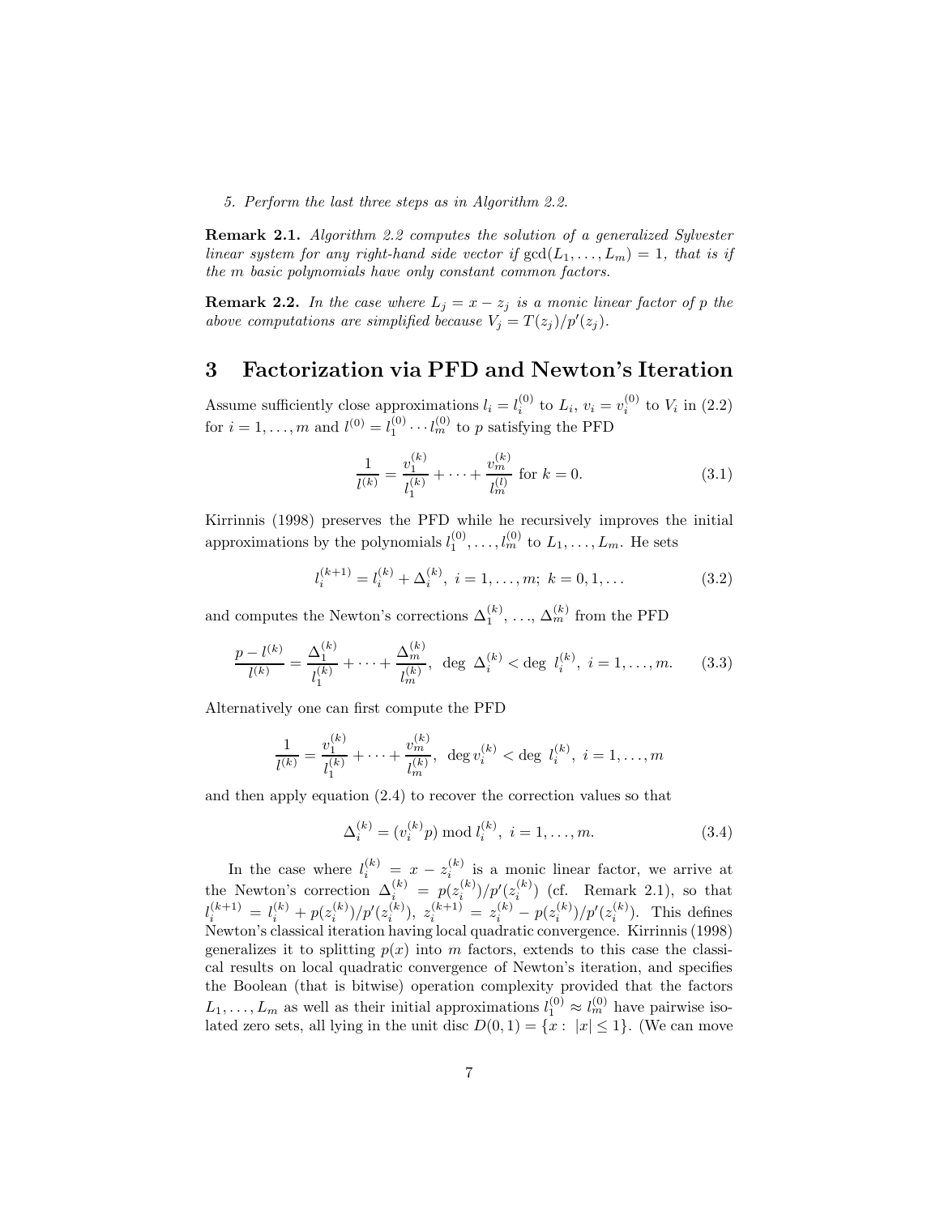*5. Perform the last three steps as in Algorithm 2.2.*

**Remark 2.1.** *Algorithm 2.2 computes the solution of a generalized Sylvester linear system for any right-hand side vector if* $\gcd(L_1, \ldots, L_m) = 1$*, that is if the* $m$ *basic polynomials have only constant common factors.*

**Remark 2.2.** *In the case where* $L_j = x - z_j$ *is a monic linear factor of* $p$ *the above computations are simplified because* $V_j = T(z_j)/p'(z_j)$*.*

# 3 Factorization via PFD and Newton's Iteration

Assume sufficiently close approximations $l_i = l_i^{(0)}$ to $L_i$, $v_i = v_i^{(0)}$ to $V_i$ in (2.2) for $i = 1, \ldots, m$ and $l^{(0)} = l_1^{(0)} \cdots l_m^{(0)}$ to $p$ satisfying the PFD

$$\frac{1}{l^{(k)}} = \frac{v_1^{(k)}}{l_1^{(k)}} + \cdots + \frac{v_m^{(k)}}{l_m^{(l)}} \text{ for } k = 0. \tag{3.1}$$

Kirrinnis (1998) preserves the PFD while he recursively improves the initial approximations by the polynomials $l_1^{(0)}, \ldots, l_m^{(0)}$ to $L_1, \ldots, L_m$. He sets

$$l_i^{(k+1)} = l_i^{(k)} + \Delta_i^{(k)},\ i = 1, \ldots, m;\ k = 0, 1, \ldots \tag{3.2}$$

and computes the Newton's corrections $\Delta_1^{(k)}, \ldots, \Delta_m^{(k)}$ from the PFD

$$\frac{p - l^{(k)}}{l^{(k)}} = \frac{\Delta_1^{(k)}}{l_1^{(k)}} + \cdots + \frac{\Delta_m^{(k)}}{l_m^{(k)}},\ \deg\ \Delta_i^{(k)} < \deg\ l_i^{(k)},\ i = 1, \ldots, m. \tag{3.3}$$

Alternatively one can first compute the PFD

$$\frac{1}{l^{(k)}} = \frac{v_1^{(k)}}{l_1^{(k)}} + \cdots + \frac{v_m^{(k)}}{l_m^{(k)}},\ \deg v_i^{(k)} < \deg\ l_i^{(k)},\ i = 1, \ldots, m$$

and then apply equation (2.4) to recover the correction values so that

$$\Delta_i^{(k)} = (v_i^{(k)} p) \bmod l_i^{(k)},\ i = 1, \ldots, m. \tag{3.4}$$

In the case where $l_i^{(k)} = x - z_i^{(k)}$ is a monic linear factor, we arrive at the Newton's correction $\Delta_i^{(k)} = p(z_i^{(k)})/p'(z_i^{(k)})$ (cf. Remark 2.1), so that $l_i^{(k+1)} = l_i^{(k)} + p(z_i^{(k)})/p'(z_i^{(k)})$, $z_i^{(k+1)} = z_i^{(k)} - p(z_i^{(k)})/p'(z_i^{(k)})$. This defines Newton's classical iteration having local quadratic convergence. Kirrinnis (1998) generalizes it to splitting $p(x)$ into $m$ factors, extends to this case the classical results on local quadratic convergence of Newton's iteration, and specifies the Boolean (that is bitwise) operation complexity provided that the factors $L_1, \ldots, L_m$ as well as their initial approximations $l_1^{(0)} \approx l_m^{(0)}$ have pairwise isolated zero sets, all lying in the unit disc $D(0, 1) = \{x : |x| \leq 1\}$. (We can move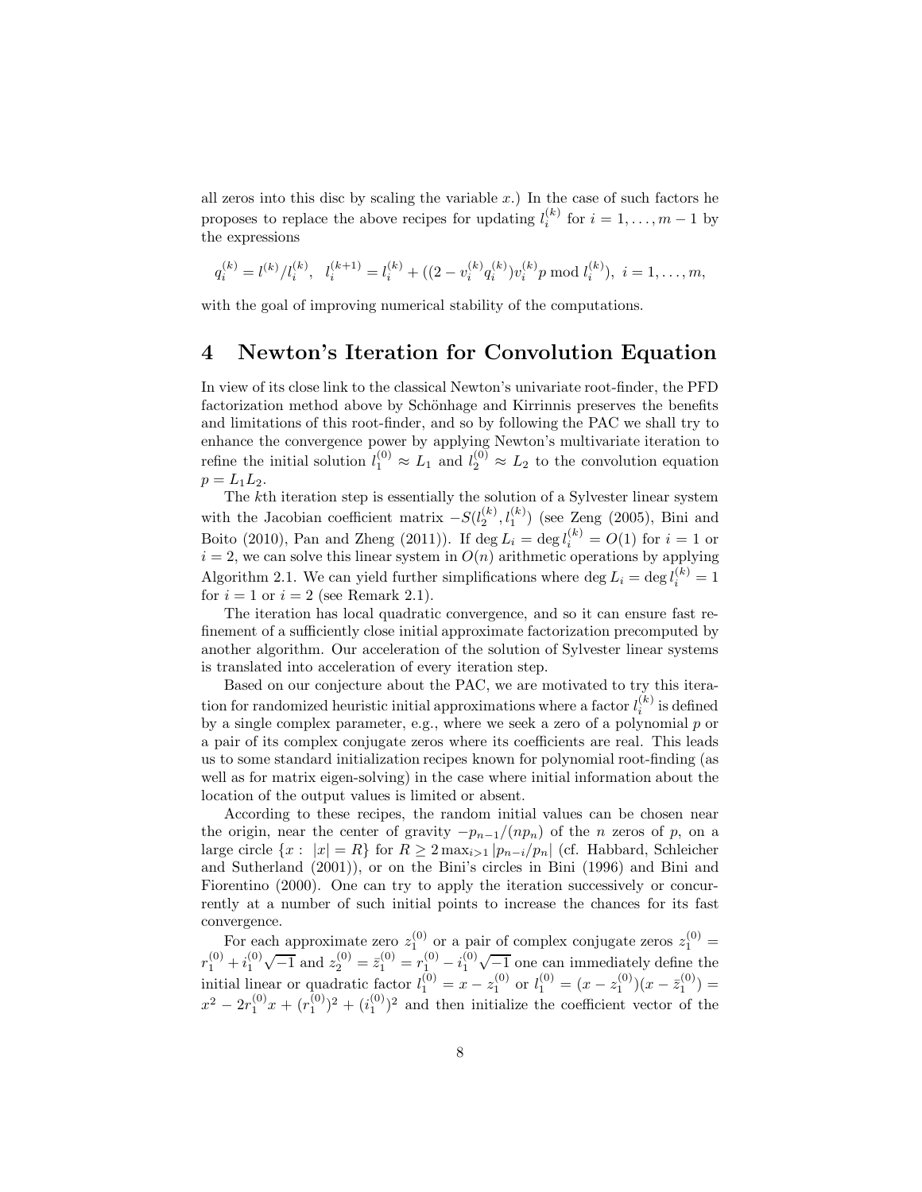all zeros into this disc by scaling the variable $x$.) In the case of such factors he proposes to replace the above recipes for updating $l_i^{(k)}$ for $i = 1, \dots, m-1$ by the expressions

$$q_i^{(k)} = l^{(k)}/l_i^{(k)}, \quad l_i^{(k+1)} = l_i^{(k)} + ((2 - v_i^{(k)} q_i^{(k)}) v_i^{(k)} p \bmod l_i^{(k)}), \ i = 1, \dots, m,$$

with the goal of improving numerical stability of the computations.

# 4 Newton's Iteration for Convolution Equation

In view of its close link to the classical Newton's univariate root-finder, the PFD factorization method above by Schönhage and Kirrinnis preserves the benefits and limitations of this root-finder, and so by following the PAC we shall try to enhance the convergence power by applying Newton's multivariate iteration to refine the initial solution $l_1^{(0)} \approx L_1$ and $l_2^{(0)} \approx L_2$ to the convolution equation $p = L_1 L_2$.

The $k$th iteration step is essentially the solution of a Sylvester linear system with the Jacobian coefficient matrix $-S(l_2^{(k)}, l_1^{(k)})$ (see Zeng (2005), Bini and Boito (2010), Pan and Zheng (2011)). If $\deg L_i = \deg l_i^{(k)} = O(1)$ for $i = 1$ or $i = 2$, we can solve this linear system in $O(n)$ arithmetic operations by applying Algorithm 2.1. We can yield further simplifications where $\deg L_i = \deg l_i^{(k)} = 1$ for $i = 1$ or $i = 2$ (see Remark 2.1).

The iteration has local quadratic convergence, and so it can ensure fast refinement of a sufficiently close initial approximate factorization precomputed by another algorithm. Our acceleration of the solution of Sylvester linear systems is translated into acceleration of every iteration step.

Based on our conjecture about the PAC, we are motivated to try this iteration for randomized heuristic initial approximations where a factor $l_i^{(k)}$ is defined by a single complex parameter, e.g., where we seek a zero of a polynomial $p$ or a pair of its complex conjugate zeros where its coefficients are real. This leads us to some standard initialization recipes known for polynomial root-finding (as well as for matrix eigen-solving) in the case where initial information about the location of the output values is limited or absent.

According to these recipes, the random initial values can be chosen near the origin, near the center of gravity $-p_{n-1}/(np_n)$ of the $n$ zeros of $p$, on a large circle $\{x : \ |x| = R\}$ for $R \geq 2 \max_{i>1} |p_{n-i}/p_n|$ (cf. Habbard, Schleicher and Sutherland (2001)), or on the Bini's circles in Bini (1996) and Bini and Fiorentino (2000). One can try to apply the iteration successively or concurrently at a number of such initial points to increase the chances for its fast convergence.

For each approximate zero $z_1^{(0)}$ or a pair of complex conjugate zeros $z_1^{(0)} = r_1^{(0)} + i_1^{(0)}\sqrt{-1}$ and $z_2^{(0)} = \bar{z}_1^{(0)} = r_1^{(0)} - i_1^{(0)}\sqrt{-1}$ one can immediately define the initial linear or quadratic factor $l_1^{(0)} = x - z_1^{(0)}$ or $l_1^{(0)} = (x - z_1^{(0)})(x - \bar{z}_1^{(0)}) = x^2 - 2r_1^{(0)}x + (r_1^{(0)})^2 + (i_1^{(0)})^2$ and then initialize the coefficient vector of the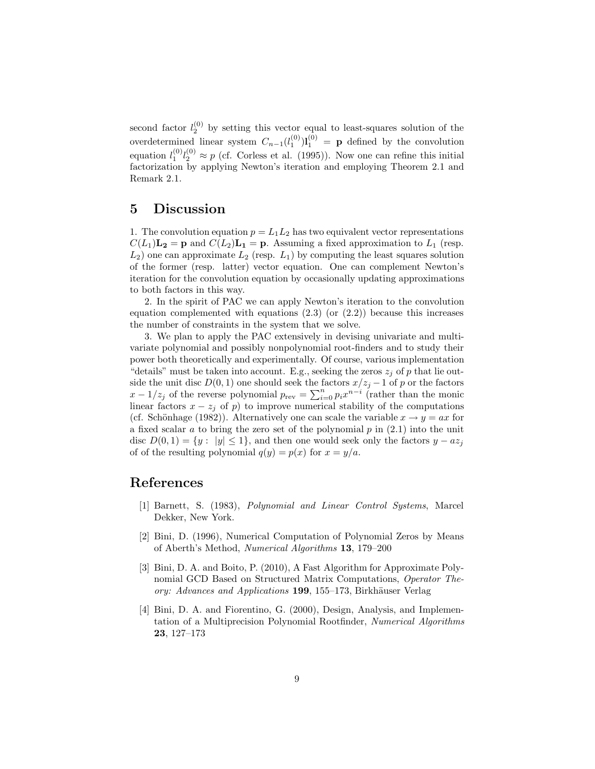second factor $l_2^{(0)}$ by setting this vector equal to least-squares solution of the overdetermined linear system $C_{n-1}(l_1^{(0)})\mathbf{l}_1^{(0)} = \mathbf{p}$ defined by the convolution equation $l_1^{(0)} l_2^{(0)} \approx p$ (cf. Corless et al. (1995)). Now one can refine this initial factorization by applying Newton's iteration and employing Theorem 2.1 and Remark 2.1.

## 5 Discussion

1. The convolution equation $p = L_1 L_2$ has two equivalent vector representations $C(L_1)\mathbf{L_2} = \mathbf{p}$ and $C(L_2)\mathbf{L_1} = \mathbf{p}$. Assuming a fixed approximation to $L_1$ (resp. $L_2$) one can approximate $L_2$ (resp. $L_1$) by computing the least squares solution of the former (resp. latter) vector equation. One can complement Newton's iteration for the convolution equation by occasionally updating approximations to both factors in this way.

2. In the spirit of PAC we can apply Newton's iteration to the convolution equation complemented with equations (2.3) (or (2.2)) because this increases the number of constraints in the system that we solve.

3. We plan to apply the PAC extensively in devising univariate and multivariate polynomial and possibly nonpolynomial root-finders and to study their power both theoretically and experimentally. Of course, various implementation "details" must be taken into account. E.g., seeking the zeros $z_j$ of $p$ that lie outside the unit disc $D(0,1)$ one should seek the factors $x/z_j - 1$ of $p$ or the factors $x - 1/z_j$ of the reverse polynomial $p_{\text{rev}} = \sum_{i=0}^{n} p_i x^{n-i}$ (rather than the monic linear factors $x - z_j$ of $p$) to improve numerical stability of the computations (cf. Schönhage (1982)). Alternatively one can scale the variable $x \rightarrow y = ax$ for a fixed scalar $a$ to bring the zero set of the polynomial $p$ in (2.1) into the unit disc $D(0,1) = \{y : \ |y| \leq 1\}$, and then one would seek only the factors $y - az_j$ of of the resulting polynomial $q(y) = p(x)$ for $x = y/a$.

## References

[1] Barnett, S. (1983), *Polynomial and Linear Control Systems*, Marcel Dekker, New York.

[2] Bini, D. (1996), Numerical Computation of Polynomial Zeros by Means of Aberth's Method, *Numerical Algorithms* **13**, 179–200

[3] Bini, D. A. and Boito, P. (2010), A Fast Algorithm for Approximate Polynomial GCD Based on Structured Matrix Computations, *Operator Theory: Advances and Applications* **199**, 155–173, Birkhäuser Verlag

[4] Bini, D. A. and Fiorentino, G. (2000), Design, Analysis, and Implementation of a Multiprecision Polynomial Rootfinder, *Numerical Algorithms* **23**, 127–173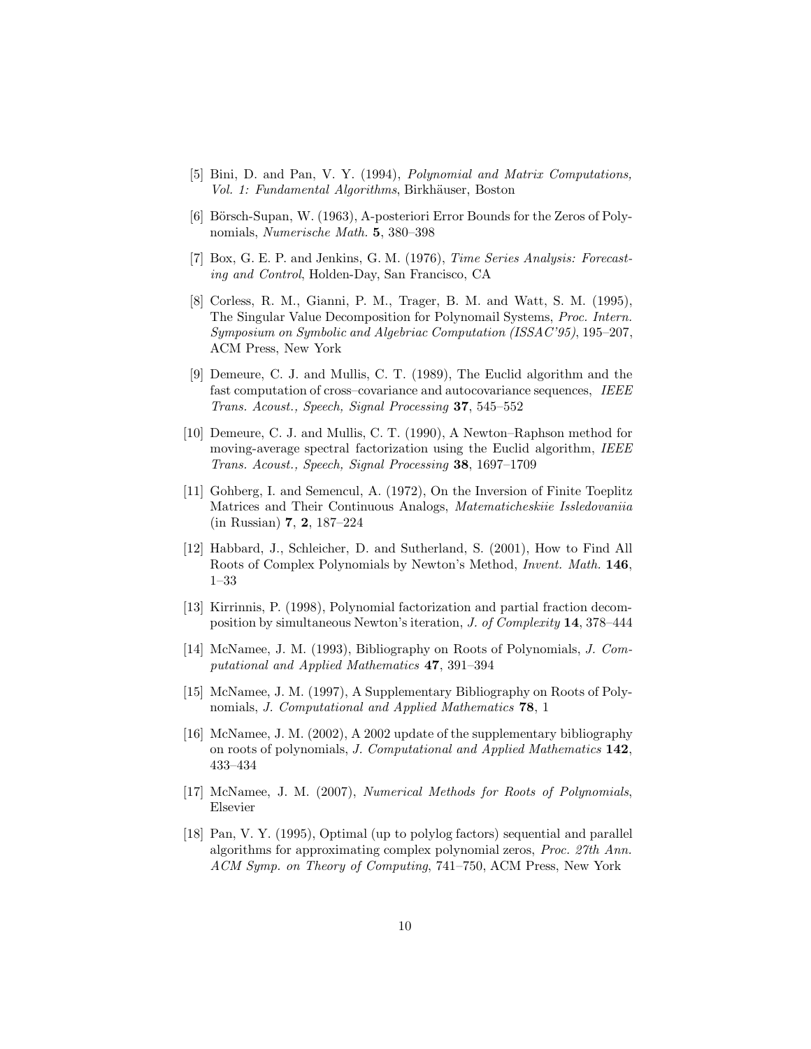[5] Bini, D. and Pan, V. Y. (1994), *Polynomial and Matrix Computations, Vol. 1: Fundamental Algorithms*, Birkhäuser, Boston

[6] Börsch-Supan, W. (1963), A-posteriori Error Bounds for the Zeros of Polynomials, *Numerische Math.* **5**, 380–398

[7] Box, G. E. P. and Jenkins, G. M. (1976), *Time Series Analysis: Forecasting and Control*, Holden-Day, San Francisco, CA

[8] Corless, R. M., Gianni, P. M., Trager, B. M. and Watt, S. M. (1995), The Singular Value Decomposition for Polynomail Systems, *Proc. Intern. Symposium on Symbolic and Algebriac Computation (ISSAC'95)*, 195–207, ACM Press, New York

[9] Demeure, C. J. and Mullis, C. T. (1989), The Euclid algorithm and the fast computation of cross–covariance and autocovariance sequences, *IEEE Trans. Acoust., Speech, Signal Processing* **37**, 545–552

[10] Demeure, C. J. and Mullis, C. T. (1990), A Newton–Raphson method for moving-average spectral factorization using the Euclid algorithm, *IEEE Trans. Acoust., Speech, Signal Processing* **38**, 1697–1709

[11] Gohberg, I. and Semencul, A. (1972), On the Inversion of Finite Toeplitz Matrices and Their Continuous Analogs, *Matematicheskiie Issledovaniia* (in Russian) **7**, **2**, 187–224

[12] Habbard, J., Schleicher, D. and Sutherland, S. (2001), How to Find All Roots of Complex Polynomials by Newton's Method, *Invent. Math.* **146**, 1–33

[13] Kirrinnis, P. (1998), Polynomial factorization and partial fraction decomposition by simultaneous Newton's iteration, *J. of Complexity* **14**, 378–444

[14] McNamee, J. M. (1993), Bibliography on Roots of Polynomials, *J. Computational and Applied Mathematics* **47**, 391–394

[15] McNamee, J. M. (1997), A Supplementary Bibliography on Roots of Polynomials, *J. Computational and Applied Mathematics* **78**, 1

[16] McNamee, J. M. (2002), A 2002 update of the supplementary bibliography on roots of polynomials, *J. Computational and Applied Mathematics* **142**, 433–434

[17] McNamee, J. M. (2007), *Numerical Methods for Roots of Polynomials*, Elsevier

[18] Pan, V. Y. (1995), Optimal (up to polylog factors) sequential and parallel algorithms for approximating complex polynomial zeros, *Proc. 27th Ann. ACM Symp. on Theory of Computing*, 741–750, ACM Press, New York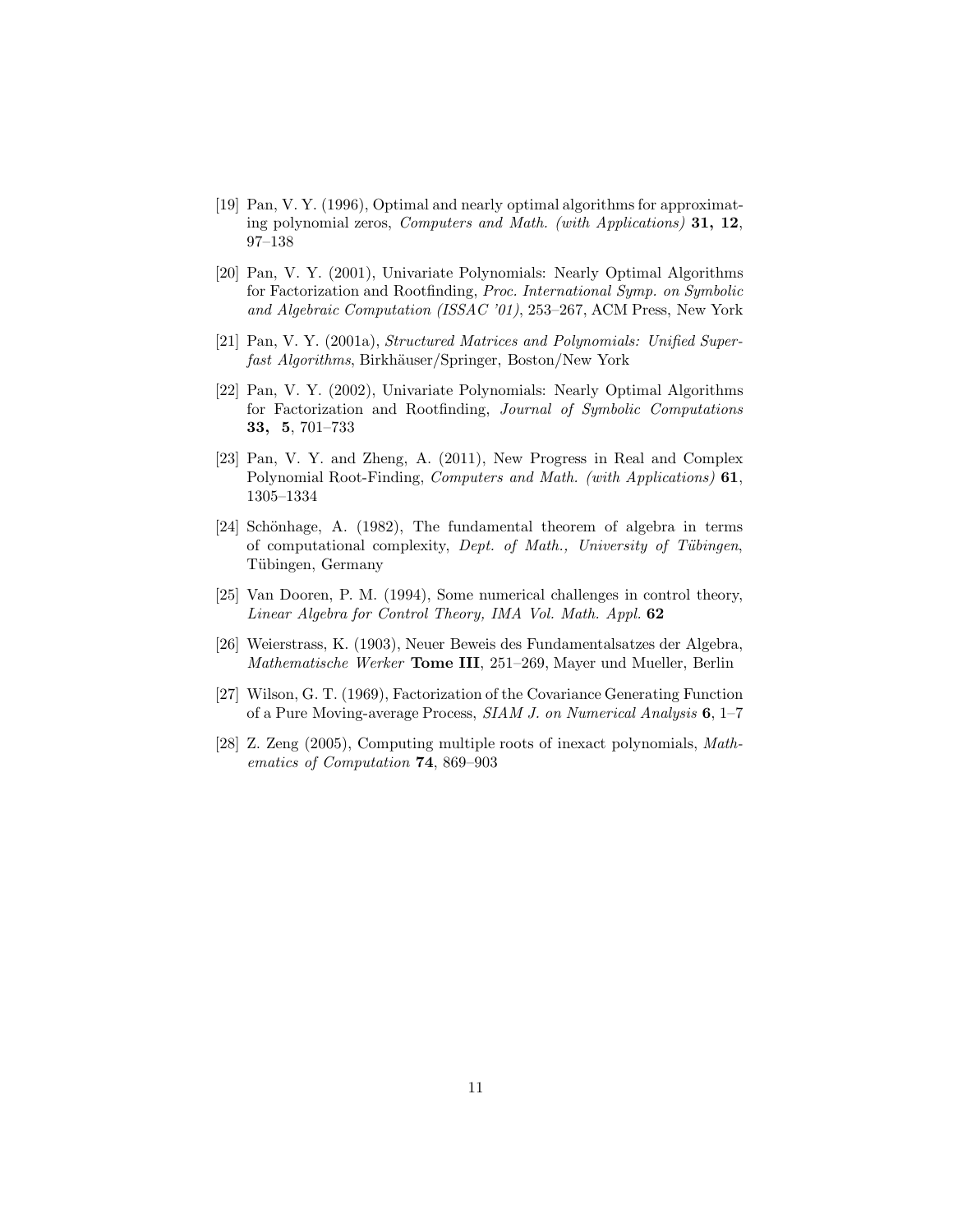[19] Pan, V. Y. (1996), Optimal and nearly optimal algorithms for approximating polynomial zeros, *Computers and Math. (with Applications)* **31, 12**, 97–138

[20] Pan, V. Y. (2001), Univariate Polynomials: Nearly Optimal Algorithms for Factorization and Rootfinding, *Proc. International Symp. on Symbolic and Algebraic Computation (ISSAC '01)*, 253–267, ACM Press, New York

[21] Pan, V. Y. (2001a), *Structured Matrices and Polynomials: Unified Superfast Algorithms*, Birkhäuser/Springer, Boston/New York

[22] Pan, V. Y. (2002), Univariate Polynomials: Nearly Optimal Algorithms for Factorization and Rootfinding, *Journal of Symbolic Computations* **33, 5**, 701–733

[23] Pan, V. Y. and Zheng, A. (2011), New Progress in Real and Complex Polynomial Root-Finding, *Computers and Math. (with Applications)* **61**, 1305–1334

[24] Schönhage, A. (1982), The fundamental theorem of algebra in terms of computational complexity, *Dept. of Math., University of Tübingen*, Tübingen, Germany

[25] Van Dooren, P. M. (1994), Some numerical challenges in control theory, *Linear Algebra for Control Theory, IMA Vol. Math. Appl.* **62**

[26] Weierstrass, K. (1903), Neuer Beweis des Fundamentalsatzes der Algebra, *Mathematische Werker* **Tome III**, 251–269, Mayer und Mueller, Berlin

[27] Wilson, G. T. (1969), Factorization of the Covariance Generating Function of a Pure Moving-average Process, *SIAM J. on Numerical Analysis* **6**, 1–7

[28] Z. Zeng (2005), Computing multiple roots of inexact polynomials, *Mathematics of Computation* **74**, 869–903